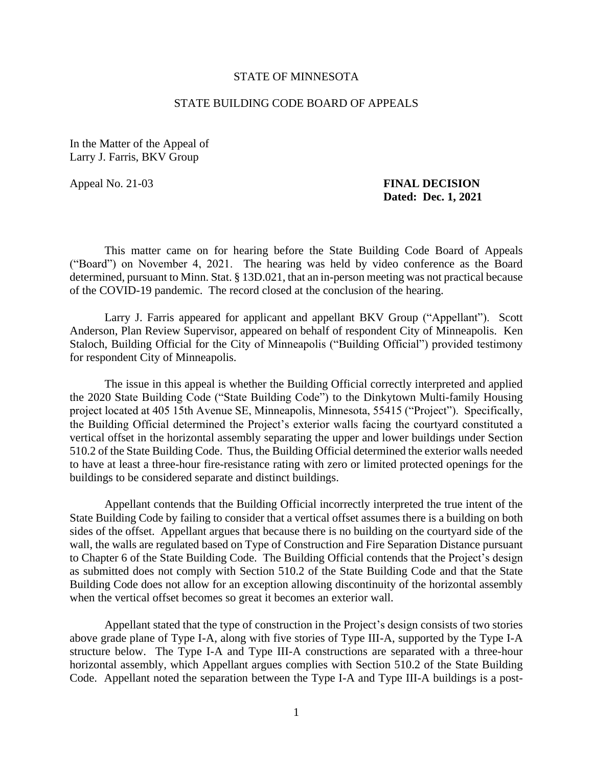STATE OF MINNESOTA

STATE BUILDING CODE BOARD OF APPEALS

In the Matter of the Appeal of
Larry J. Farris, BKV Group

Appeal No. 21-03

**FINAL DECISION**
**Dated: Dec. 1, 2021**

This matter came on for hearing before the State Building Code Board of Appeals ("Board") on November 4, 2021. The hearing was held by video conference as the Board determined, pursuant to Minn. Stat. § 13D.021, that an in-person meeting was not practical because of the COVID-19 pandemic. The record closed at the conclusion of the hearing.

Larry J. Farris appeared for applicant and appellant BKV Group ("Appellant"). Scott Anderson, Plan Review Supervisor, appeared on behalf of respondent City of Minneapolis. Ken Staloch, Building Official for the City of Minneapolis ("Building Official") provided testimony for respondent City of Minneapolis.

The issue in this appeal is whether the Building Official correctly interpreted and applied the 2020 State Building Code ("State Building Code") to the Dinkytown Multi-family Housing project located at 405 15th Avenue SE, Minneapolis, Minnesota, 55415 ("Project"). Specifically, the Building Official determined the Project's exterior walls facing the courtyard constituted a vertical offset in the horizontal assembly separating the upper and lower buildings under Section 510.2 of the State Building Code. Thus, the Building Official determined the exterior walls needed to have at least a three-hour fire-resistance rating with zero or limited protected openings for the buildings to be considered separate and distinct buildings.

Appellant contends that the Building Official incorrectly interpreted the true intent of the State Building Code by failing to consider that a vertical offset assumes there is a building on both sides of the offset. Appellant argues that because there is no building on the courtyard side of the wall, the walls are regulated based on Type of Construction and Fire Separation Distance pursuant to Chapter 6 of the State Building Code. The Building Official contends that the Project's design as submitted does not comply with Section 510.2 of the State Building Code and that the State Building Code does not allow for an exception allowing discontinuity of the horizontal assembly when the vertical offset becomes so great it becomes an exterior wall.

Appellant stated that the type of construction in the Project's design consists of two stories above grade plane of Type I-A, along with five stories of Type III-A, supported by the Type I-A structure below. The Type I-A and Type III-A constructions are separated with a three-hour horizontal assembly, which Appellant argues complies with Section 510.2 of the State Building Code. Appellant noted the separation between the Type I-A and Type III-A buildings is a post-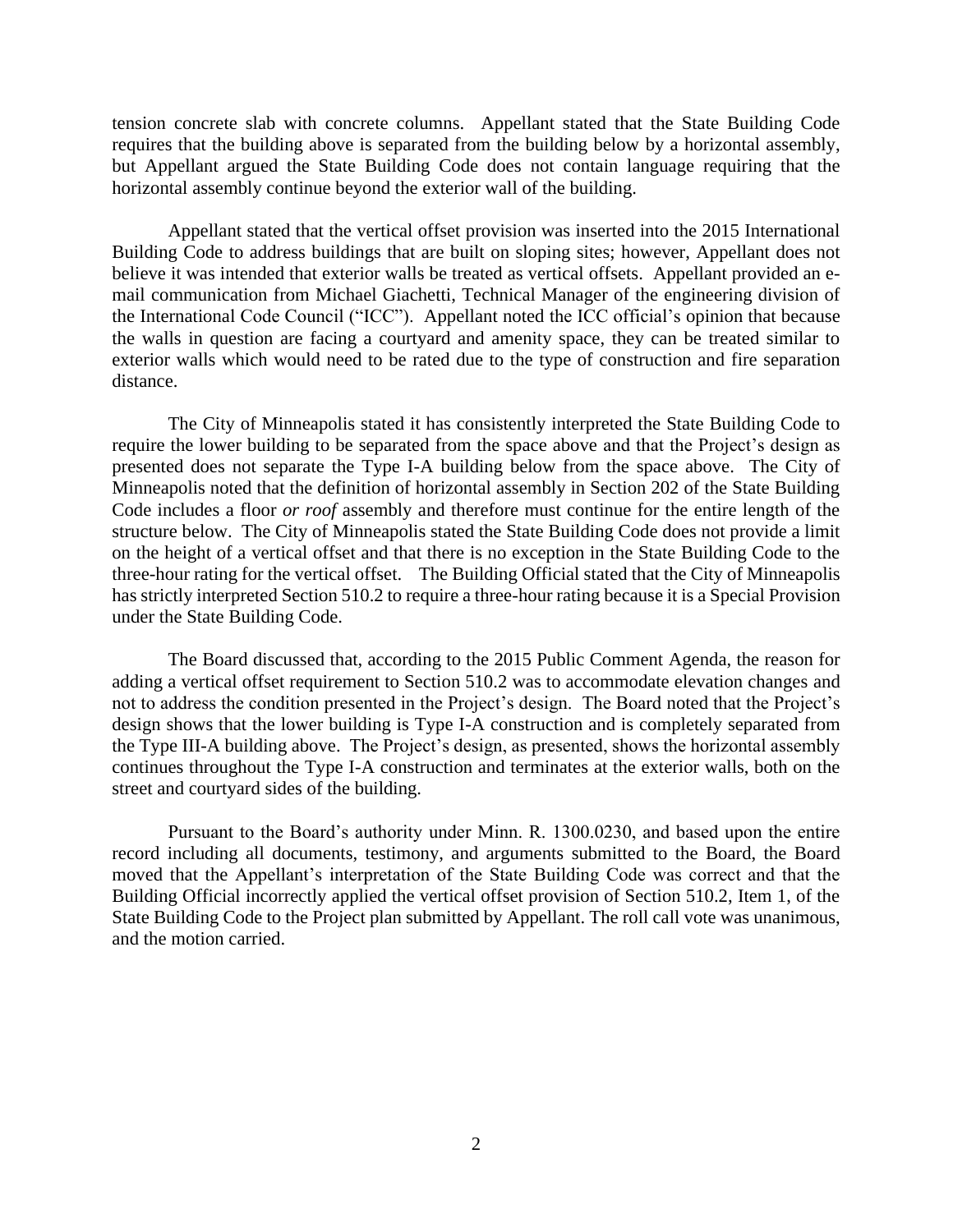tension concrete slab with concrete columns. Appellant stated that the State Building Code requires that the building above is separated from the building below by a horizontal assembly, but Appellant argued the State Building Code does not contain language requiring that the horizontal assembly continue beyond the exterior wall of the building.

Appellant stated that the vertical offset provision was inserted into the 2015 International Building Code to address buildings that are built on sloping sites; however, Appellant does not believe it was intended that exterior walls be treated as vertical offsets. Appellant provided an e-mail communication from Michael Giachetti, Technical Manager of the engineering division of the International Code Council ("ICC"). Appellant noted the ICC official's opinion that because the walls in question are facing a courtyard and amenity space, they can be treated similar to exterior walls which would need to be rated due to the type of construction and fire separation distance.

The City of Minneapolis stated it has consistently interpreted the State Building Code to require the lower building to be separated from the space above and that the Project's design as presented does not separate the Type I-A building below from the space above. The City of Minneapolis noted that the definition of horizontal assembly in Section 202 of the State Building Code includes a floor *or roof* assembly and therefore must continue for the entire length of the structure below. The City of Minneapolis stated the State Building Code does not provide a limit on the height of a vertical offset and that there is no exception in the State Building Code to the three-hour rating for the vertical offset. The Building Official stated that the City of Minneapolis has strictly interpreted Section 510.2 to require a three-hour rating because it is a Special Provision under the State Building Code.

The Board discussed that, according to the 2015 Public Comment Agenda, the reason for adding a vertical offset requirement to Section 510.2 was to accommodate elevation changes and not to address the condition presented in the Project's design. The Board noted that the Project's design shows that the lower building is Type I-A construction and is completely separated from the Type III-A building above. The Project's design, as presented, shows the horizontal assembly continues throughout the Type I-A construction and terminates at the exterior walls, both on the street and courtyard sides of the building.

Pursuant to the Board's authority under Minn. R. 1300.0230, and based upon the entire record including all documents, testimony, and arguments submitted to the Board, the Board moved that the Appellant's interpretation of the State Building Code was correct and that the Building Official incorrectly applied the vertical offset provision of Section 510.2, Item 1, of the State Building Code to the Project plan submitted by Appellant. The roll call vote was unanimous, and the motion carried.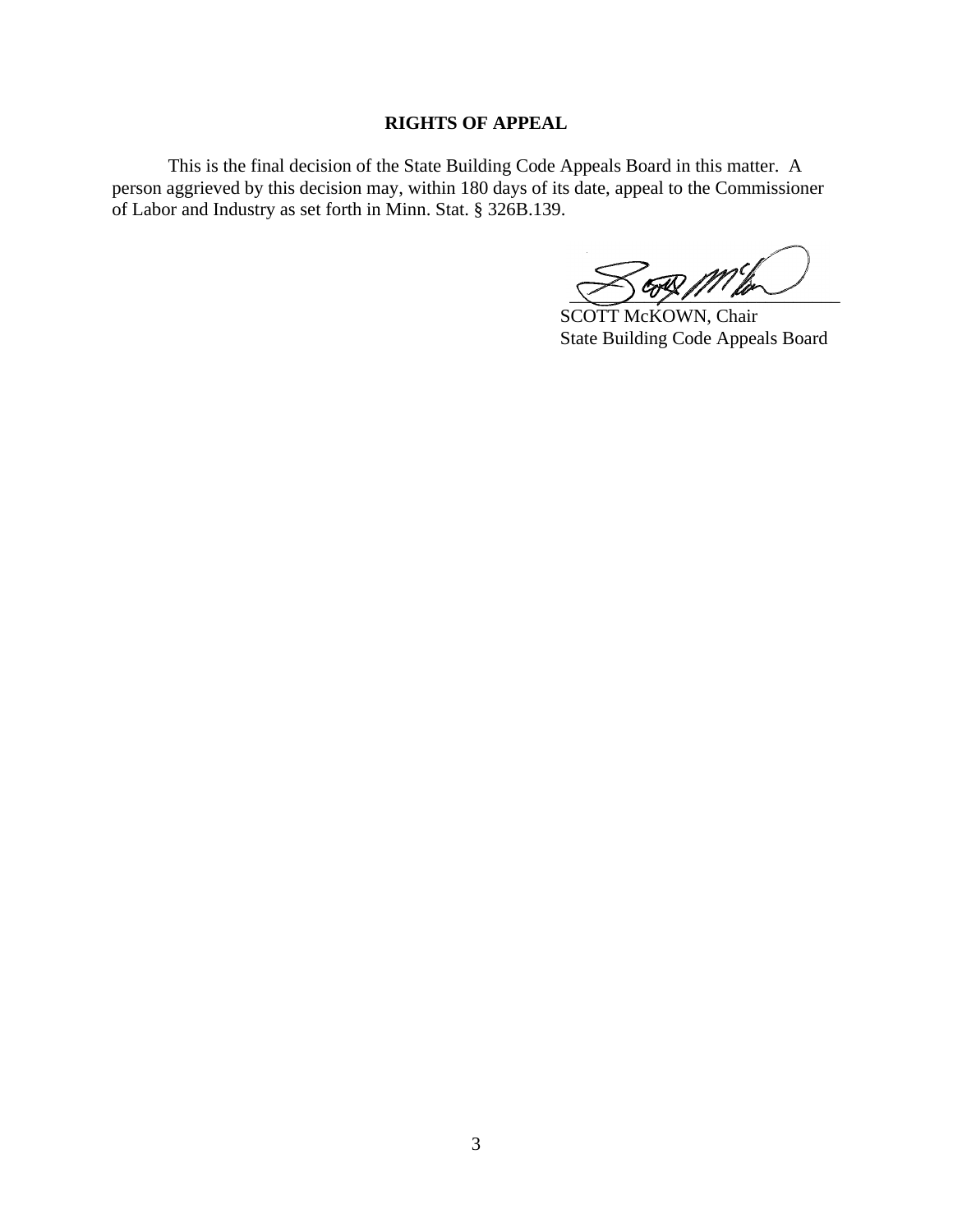## RIGHTS OF APPEAL

This is the final decision of the State Building Code Appeals Board in this matter. A person aggrieved by this decision may, within 180 days of its date, appeal to the Commissioner of Labor and Industry as set forth in Minn. Stat. § 326B.139.

SCOTT McKOWN, Chair
State Building Code Appeals Board